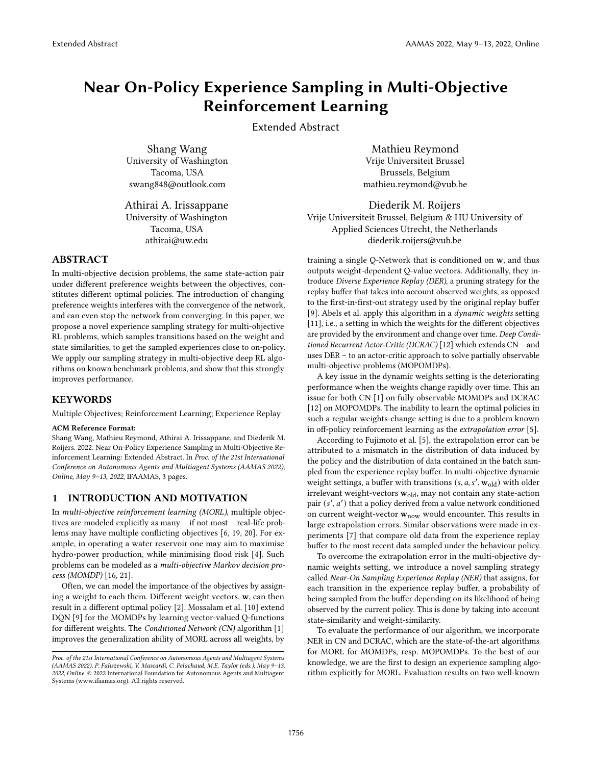# Near On-Policy Experience Sampling in Multi-Objective Reinforcement Learning

Extended Abstract

Shang Wang
University of Washington
Tacoma, USA
swang848@outlook.com

Mathieu Reymond
Vrije Universiteit Brussel
Brussels, Belgium
mathieu.reymond@vub.be

Athirai A. Irissappane
University of Washington
Tacoma, USA
athirai@uw.edu

Diederik M. Roijers
Vrije Universiteit Brussel, Belgium & HU University of Applied Sciences Utrecht, the Netherlands
diederik.roijers@vub.be

## ABSTRACT

In multi-objective decision problems, the same state-action pair under different preference weights between the objectives, constitutes different optimal policies. The introduction of changing preference weights interferes with the convergence of the network, and can even stop the network from converging. In this paper, we propose a novel experience sampling strategy for multi-objective RL problems, which samples transitions based on the weight and state similarities, to get the sampled experiences close to on-policy. We apply our sampling strategy in multi-objective deep RL algorithms on known benchmark problems, and show that this strongly improves performance.

## KEYWORDS

Multiple Objectives; Reinforcement Learning; Experience Replay

**ACM Reference Format:**
Shang Wang, Mathieu Reymond, Athirai A. Irissappane, and Diederik M. Roijers. 2022. Near On-Policy Experience Sampling in Multi-Objective Reinforcement Learning: Extended Abstract. In *Proc. of the 21st International Conference on Autonomous Agents and Multiagent Systems (AAMAS 2022), Online, May 9–13, 2022*, IFAAMAS, 3 pages.

## 1 INTRODUCTION AND MOTIVATION

In *multi-objective reinforcement learning (MORL)*, multiple objectives are modeled explicitly as many – if not most – real-life problems may have multiple conflicting objectives [6, 19, 20]. For example, in operating a water reservoir one may aim to maximise hydro-power production, while minimising flood risk [4]. Such problems can be modeled as a *multi-objective Markov decision process (MOMDP)* [16, 21].

Often, we can model the importance of the objectives by assigning a weight to each them. Different weight vectors, $\mathbf{w}$, can then result in a different optimal policy [2]. Mossalam et al. [10] extend DQN [9] for the MOMDPs by learning vector-valued Q-functions for different weights. The *Conditioned Network (CN)* algorithm [1] improves the generalization ability of MORL across all weights, by training a single Q-Network that is conditioned on $\mathbf{w}$, and thus outputs weight-dependent Q-value vectors. Additionally, they introduce *Diverse Experience Replay (DER)*, a pruning strategy for the replay buffer that takes into account observed weights, as opposed to the first-in-first-out strategy used by the original replay buffer [9]. Abels et al. apply this algorithm in a *dynamic weights* setting [11], i.e., a setting in which the weights for the different objectives are provided by the environment and change over time. *Deep Conditioned Recurrent Actor-Critic (DCRAC)* [12] which extends CN – and uses DER – to an actor-critic approach to solve partially observable multi-objective problems (MOPOMDPs).

A key issue in the dynamic weights setting is the deteriorating performance when the weights change rapidly over time. This an issue for both CN [1] on fully observable MOMDPs and DCRAC [12] on MOPOMDPs. The inability to learn the optimal policies in such a regular weights-change setting is due to a problem known in off-policy reinforcement learning as the *extrapolation error* [5].

According to Fujimoto et al. [5], the extrapolation error can be attributed to a mismatch in the distribution of data induced by the policy and the distribution of data contained in the batch sampled from the experience replay buffer. In multi-objective dynamic weight settings, a buffer with transitions $(s, a, s', \mathbf{w}_{\text{old}})$ with older irrelevant weight-vectors $\mathbf{w}_{\text{old}}$, may not contain any state-action pair $(s', a')$ that a policy derived from a value network conditioned on current weight-vector $\mathbf{w}_{\text{now}}$ would encounter. This results in large extrapolation errors. Similar observations were made in experiments [7] that compare old data from the experience replay buffer to the most recent data sampled under the behaviour policy.

To overcome the extrapolation error in the multi-objective dynamic weights setting, we introduce a novel sampling strategy called *Near-On Sampling Experience Replay (NER)* that assigns, for each transition in the experience replay buffer, a probability of being sampled from the buffer depending on its likelihood of being observed by the current policy. This is done by taking into account state-similarity and weight-similarity.

To evaluate the performance of our algorithm, we incorporate NER in CN and DCRAC, which are the state-of-the-art algorithms for MORL for MOMDPs, resp. MOPOMDPs. To the best of our knowledge, we are the first to design an experience sampling algorithm explicitly for MORL. Evaluation results on two well-known

*Proc. of the 21st International Conference on Autonomous Agents and Multiagent Systems (AAMAS 2022), P. Faliszewski, V. Mascardi, C. Pelachaud, M.E. Taylor (eds.), May 9–13, 2022, Online.* © 2022 International Foundation for Autonomous Agents and Multiagent Systems (www.ifaamas.org). All rights reserved.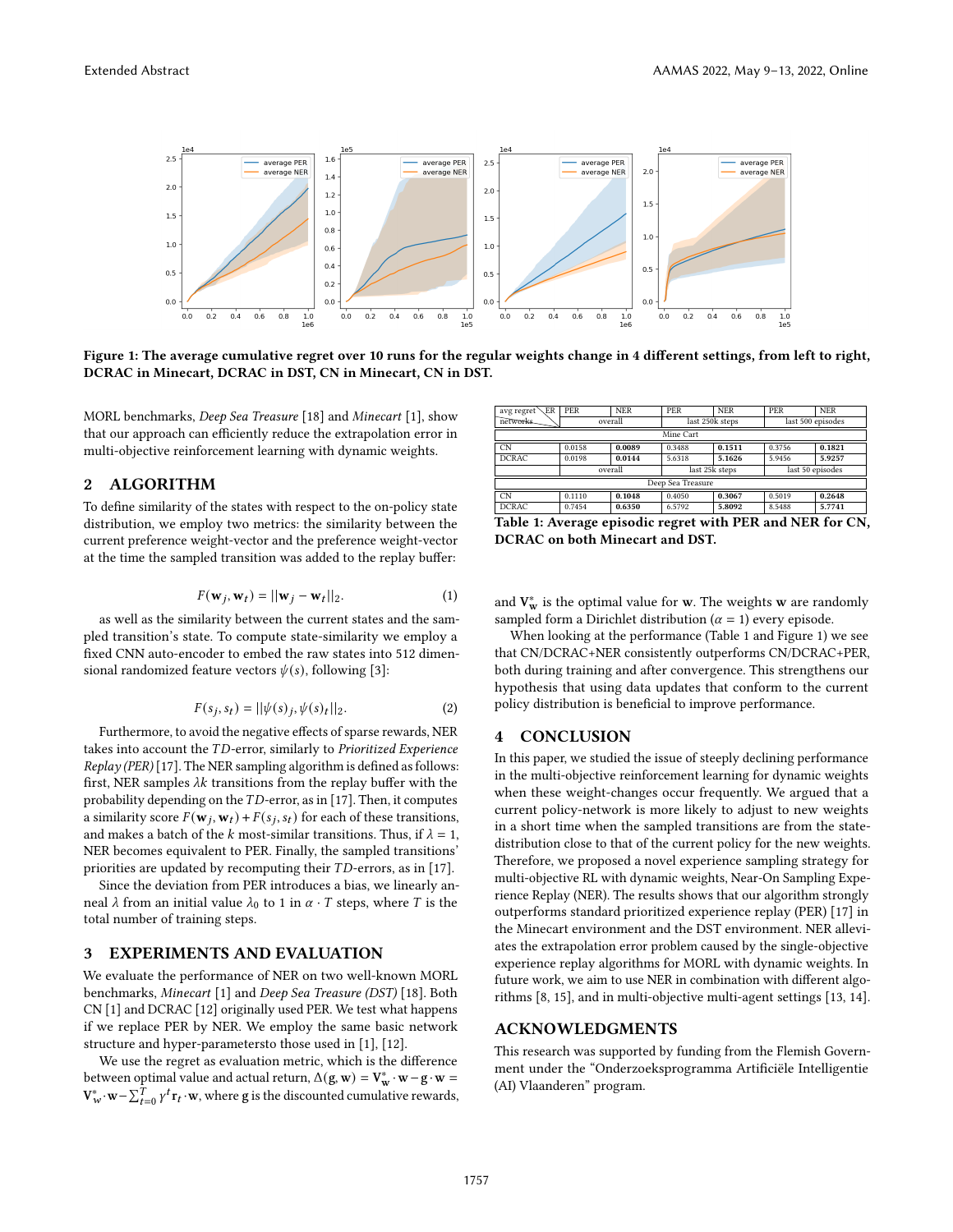Figure 1: The average cumulative regret over 10 runs for the regular weights change in 4 different settings, from left to right, DCRAC in Minecart, DCRAC in DST, CN in Minecart, CN in DST.

MORL benchmarks, *Deep Sea Treasure* [18] and *Minecart* [1], show that our approach can efficiently reduce the extrapolation error in multi-objective reinforcement learning with dynamic weights.

## 2 ALGORITHM

To define similarity of the states with respect to the on-policy state distribution, we employ two metrics: the similarity between the current preference weight-vector and the preference weight-vector at the time the sampled transition was added to the replay buffer:

$$F(\mathbf{w}_j, \mathbf{w}_t) = ||\mathbf{w}_j - \mathbf{w}_t||_2. \tag{1}$$

as well as the similarity between the current states and the sampled transition's state. To compute state-similarity we employ a fixed CNN auto-encoder to embed the raw states into 512 dimensional randomized feature vectors $\psi(s)$, following [3]:

$$F(s_j, s_t) = ||\psi(s)_j, \psi(s)_t||_2. \tag{2}$$

Furthermore, to avoid the negative effects of sparse rewards, NER takes into account the $TD$-error, similarly to *Prioritized Experience Replay (PER)* [17]. The NER sampling algorithm is defined as follows: first, NER samples $\lambda k$ transitions from the replay buffer with the probability depending on the $TD$-error, as in [17]. Then, it computes a similarity score $F(\mathbf{w}_j, \mathbf{w}_t) + F(s_j, s_t)$ for each of these transitions, and makes a batch of the $k$ most-similar transitions. Thus, if $\lambda = 1$, NER becomes equivalent to PER. Finally, the sampled transitions' priorities are updated by recomputing their $TD$-errors, as in [17].

Since the deviation from PER introduces a bias, we linearly anneal $\lambda$ from an initial value $\lambda_0$ to 1 in $\alpha \cdot T$ steps, where $T$ is the total number of training steps.

## 3 EXPERIMENTS AND EVALUATION

We evaluate the performance of NER on two well-known MORL benchmarks, *Minecart* [1] and *Deep Sea Treasure (DST)* [18]. Both CN [1] and DCRAC [12] originally used PER. We test what happens if we replace PER by NER. We employ the same basic network structure and hyper-parametersto those used in [1], [12].

We use the regret as evaluation metric, which is the difference between optimal value and actual return, $\Delta(\mathbf{g}, \mathbf{w}) = \mathbf{V}^*_{\mathbf{w}} \cdot \mathbf{w} - \mathbf{g} \cdot \mathbf{w} = \mathbf{V}^*_{w} \cdot \mathbf{w} - \sum_{t=0}^{T} \gamma^t \mathbf{r}_t \cdot \mathbf{w}$, where $\mathbf{g}$ is the discounted cumulative rewards, and $\mathbf{V}^*_{\mathbf{w}}$ is the optimal value for $\mathbf{w}$. The weights $\mathbf{w}$ are randomly sampled form a Dirichlet distribution ($\alpha = 1$) every episode.

| avg regret \ ER / networks | PER | NER | PER | NER | PER | NER |
|---|---|---|---|---|---|---|
| | overall | | last 250k steps | | last 500 episodes | |
| **Mine Cart** | | | | | | |
| CN | 0.0158 | **0.0089** | 0.3488 | **0.1511** | 0.3756 | **0.1821** |
| DCRAC | 0.0198 | **0.0144** | 5.6318 | **5.1626** | 5.9456 | **5.9257** |
| | overall | | last 25k steps | | last 50 episodes | |
| **Deep Sea Treasure** | | | | | | |
| CN | 0.1110 | **0.1048** | 0.4050 | **0.3067** | 0.5019 | **0.2648** |
| DCRAC | 0.7454 | **0.6350** | 6.5792 | **5.8092** | 8.5488 | **5.7741** |

**Table 1: Average episodic regret with PER and NER for CN, DCRAC on both Minecart and DST.**

When looking at the performance (Table 1 and Figure 1) we see that CN/DCRAC+NER consistently outperforms CN/DCRAC+PER, both during training and after convergence. This strengthens our hypothesis that using data updates that conform to the current policy distribution is beneficial to improve performance.

## 4 CONCLUSION

In this paper, we studied the issue of steeply declining performance in the multi-objective reinforcement learning for dynamic weights when these weight-changes occur frequently. We argued that a current policy-network is more likely to adjust to new weights in a short time when the sampled transitions are from the state-distribution close to that of the current policy for the new weights. Therefore, we proposed a novel experience sampling strategy for multi-objective RL with dynamic weights, Near-On Sampling Experience Replay (NER). The results shows that our algorithm strongly outperforms standard prioritized experience replay (PER) [17] in the Minecart environment and the DST environment. NER alleviates the extrapolation error problem caused by the single-objective experience replay algorithms for MORL with dynamic weights. In future work, we aim to use NER in combination with different algorithms [8, 15], and in multi-objective multi-agent settings [13, 14].

## ACKNOWLEDGMENTS

This research was supported by funding from the Flemish Government under the "Onderzoeksprogramma Artificiële Intelligentie (AI) Vlaanderen" program.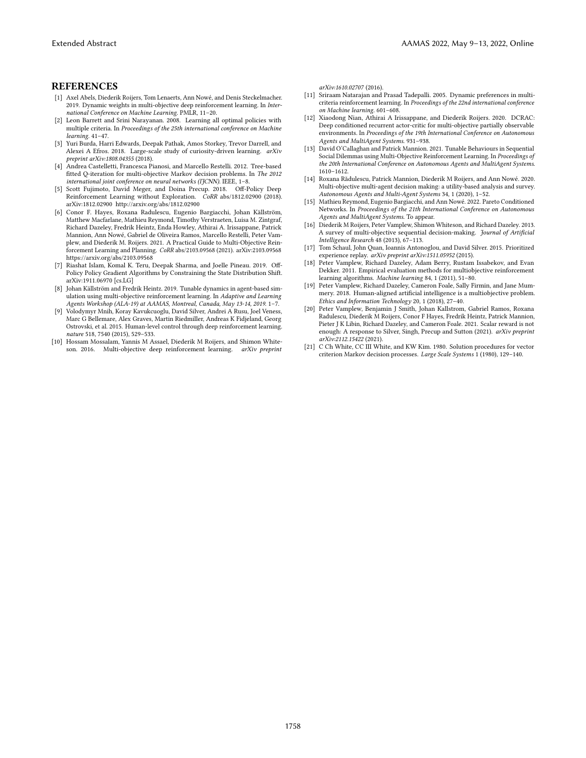## REFERENCES

[1] Axel Abels, Diederik Roijers, Tom Lenaerts, Ann Nowé, and Denis Steckelmacher. 2019. Dynamic weights in multi-objective deep reinforcement learning. In *International Conference on Machine Learning*. PMLR, 11–20.

[2] Leon Barrett and Srini Narayanan. 2008. Learning all optimal policies with multiple criteria. In *Proceedings of the 25th international conference on Machine learning*. 41–47.

[3] Yuri Burda, Harri Edwards, Deepak Pathak, Amos Storkey, Trevor Darrell, and Alexei A Efros. 2018. Large-scale study of curiosity-driven learning. *arXiv preprint arXiv:1808.04355* (2018).

[4] Andrea Castelletti, Francesca Pianosi, and Marcello Restelli. 2012. Tree-based fitted Q-iteration for multi-objective Markov decision problems. In *The 2012 international joint conference on neural networks (IJCNN)*. IEEE, 1–8.

[5] Scott Fujimoto, David Meger, and Doina Precup. 2018. Off-Policy Deep Reinforcement Learning without Exploration. *CoRR* abs/1812.02900 (2018). arXiv:1812.02900 http://arxiv.org/abs/1812.02900

[6] Conor F. Hayes, Roxana Radulescu, Eugenio Bargiacchi, Johan Källström, Matthew Macfarlane, Mathieu Reymond, Timothy Verstraeten, Luisa M. Zintgraf, Richard Dazeley, Fredrik Heintz, Enda Howley, Athirai A. Irissappane, Patrick Mannion, Ann Nowé, Gabriel de Oliveira Ramos, Marcello Restelli, Peter Vamplew, and Diederik M. Roijers. 2021. A Practical Guide to Multi-Objective Reinforcement Learning and Planning. *CoRR* abs/2103.09568 (2021). arXiv:2103.09568 https://arxiv.org/abs/2103.09568

[7] Riashat Islam, Komal K. Teru, Deepak Sharma, and Joelle Pineau. 2019. Off-Policy Policy Gradient Algorithms by Constraining the State Distribution Shift. arXiv:1911.06970 [cs.LG]

[8] Johan Källström and Fredrik Heintz. 2019. Tunable dynamics in agent-based simulation using multi-objective reinforcement learning. In *Adaptive and Learning Agents Workshop (ALA-19) at AAMAS, Montreal, Canada, May 13-14, 2019*. 1–7.

[9] Volodymyr Mnih, Koray Kavukcuoglu, David Silver, Andrei A Rusu, Joel Veness, Marc G Bellemare, Alex Graves, Martin Riedmiller, Andreas K Fidjeland, Georg Ostrovski, et al. 2015. Human-level control through deep reinforcement learning. *nature* 518, 7540 (2015), 529–533.

[10] Hossam Mossalam, Yannis M Assael, Diederik M Roijers, and Shimon Whiteson. 2016. Multi-objective deep reinforcement learning. *arXiv preprint arXiv:1610.02707* (2016).

[11] Sriraam Natarajan and Prasad Tadepalli. 2005. Dynamic preferences in multi-criteria reinforcement learning. In *Proceedings of the 22nd international conference on Machine learning*. 601–608.

[12] Xiaodong Nian, Athirai A Irissappane, and Diederik Roijers. 2020. DCRAC: Deep conditioned recurrent actor-critic for multi-objective partially observable environments. In *Proceedings of the 19th International Conference on Autonomous Agents and MultiAgent Systems*. 931–938.

[13] David O'Callaghan and Patrick Mannion. 2021. Tunable Behaviours in Sequential Social Dilemmas using Multi-Objective Reinforcement Learning. In *Proceedings of the 20th International Conference on Autonomous Agents and MultiAgent Systems*. 1610–1612.

[14] Roxana Rădulescu, Patrick Mannion, Diederik M Roijers, and Ann Nowé. 2020. Multi-objective multi-agent decision making: a utility-based analysis and survey. *Autonomous Agents and Multi-Agent Systems* 34, 1 (2020), 1–52.

[15] Mathieu Reymond, Eugenio Bargiacchi, and Ann Nowé. 2022. Pareto Conditioned Networks. In *Proceedings of the 21th International Conference on Autonomous Agents and MultiAgent Systems*. To appear.

[16] Diederik M Roijers, Peter Vamplew, Shimon Whiteson, and Richard Dazeley. 2013. A survey of multi-objective sequential decision-making. *Journal of Artificial Intelligence Research* 48 (2013), 67–113.

[17] Tom Schaul, John Quan, Ioannis Antonoglou, and David Silver. 2015. Prioritized experience replay. *arXiv preprint arXiv:1511.05952* (2015).

[18] Peter Vamplew, Richard Dazeley, Adam Berry, Rustam Issabekov, and Evan Dekker. 2011. Empirical evaluation methods for multiobjective reinforcement learning algorithms. *Machine learning* 84, 1 (2011), 51–80.

[19] Peter Vamplew, Richard Dazeley, Cameron Foale, Sally Firmin, and Jane Mummery. 2018. Human-aligned artificial intelligence is a multiobjective problem. *Ethics and Information Technology* 20, 1 (2018), 27–40.

[20] Peter Vamplew, Benjamin J Smith, Johan Kallstrom, Gabriel Ramos, Roxana Radulescu, Diederik M Roijers, Conor F Hayes, Fredrik Heintz, Patrick Mannion, Pieter J K Libin, Richard Dazeley, and Cameron Foale. 2021. Scalar reward is not enough: A response to Silver, Singh, Precup and Sutton (2021). *arXiv preprint arXiv:2112.15422* (2021).

[21] C Ch White, CC III White, and KW Kim. 1980. Solution procedures for vector criterion Markov decision processes. *Large Scale Systems* 1 (1980), 129–140.